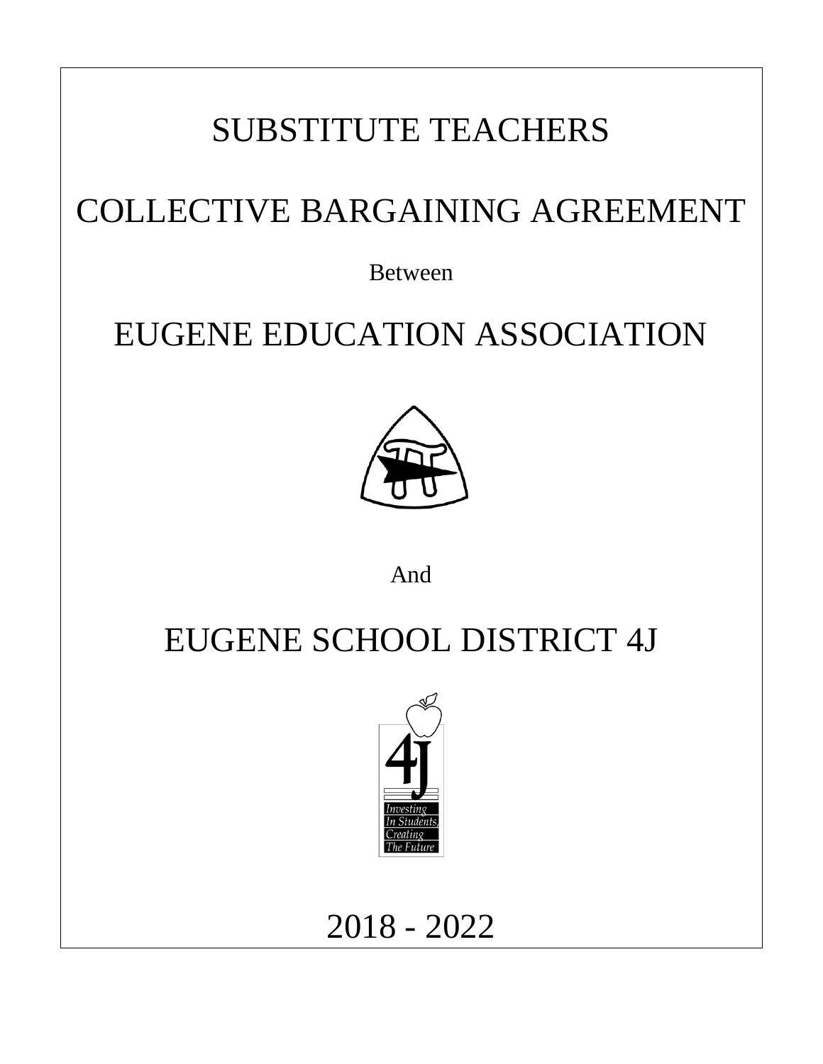# SUBSTITUTE TEACHERS

# COLLECTIVE BARGAINING AGREEMENT

Between

# EUGENE EDUCATION ASSOCIATION

And

# EUGENE SCHOOL DISTRICT 4J

4J

*Investing In Students, Creating The Future*

2018 - 2022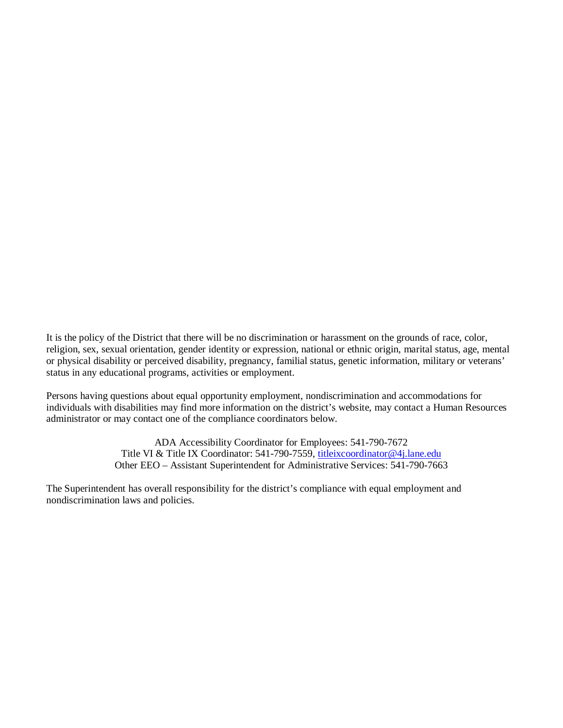It is the policy of the District that there will be no discrimination or harassment on the grounds of race, color, religion, sex, sexual orientation, gender identity or expression, national or ethnic origin, marital status, age, mental or physical disability or perceived disability, pregnancy, familial status, genetic information, military or veterans' status in any educational programs, activities or employment.

Persons having questions about equal opportunity employment, nondiscrimination and accommodations for individuals with disabilities may find more information on the district's website, may contact a Human Resources administrator or may contact one of the compliance coordinators below.

ADA Accessibility Coordinator for Employees: 541-790-7672
Title VI & Title IX Coordinator: 541-790-7559, titleixcoordinator@4j.lane.edu
Other EEO – Assistant Superintendent for Administrative Services: 541-790-7663

The Superintendent has overall responsibility for the district's compliance with equal employment and nondiscrimination laws and policies.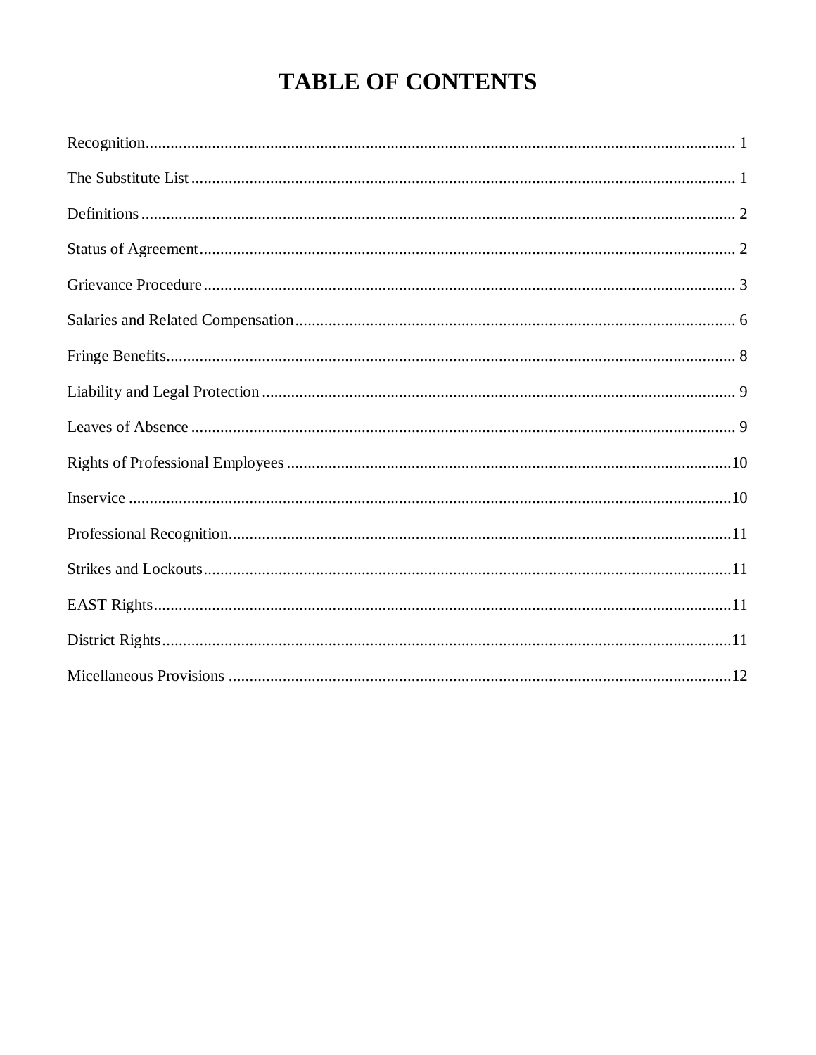# TABLE OF CONTENTS

Recognition........................................................................................................................................ 1

The Substitute List ............................................................................................................................. 1

Definitions .......................................................................................................................................... 2

Status of Agreement ........................................................................................................................... 2

Grievance Procedure .......................................................................................................................... 3

Salaries and Related Compensation .................................................................................................. 6

Fringe Benefits ................................................................................................................................... 8

Liability and Legal Protection ........................................................................................................... 9

Leaves of Absence ............................................................................................................................. 9

Rights of Professional Employees ....................................................................................................10

Inservice ............................................................................................................................................10

Professional Recognition ..................................................................................................................11

Strikes and Lockouts .........................................................................................................................11

EAST Rights .....................................................................................................................................11

District Rights ...................................................................................................................................11

Micellaneous Provisions ...................................................................................................................12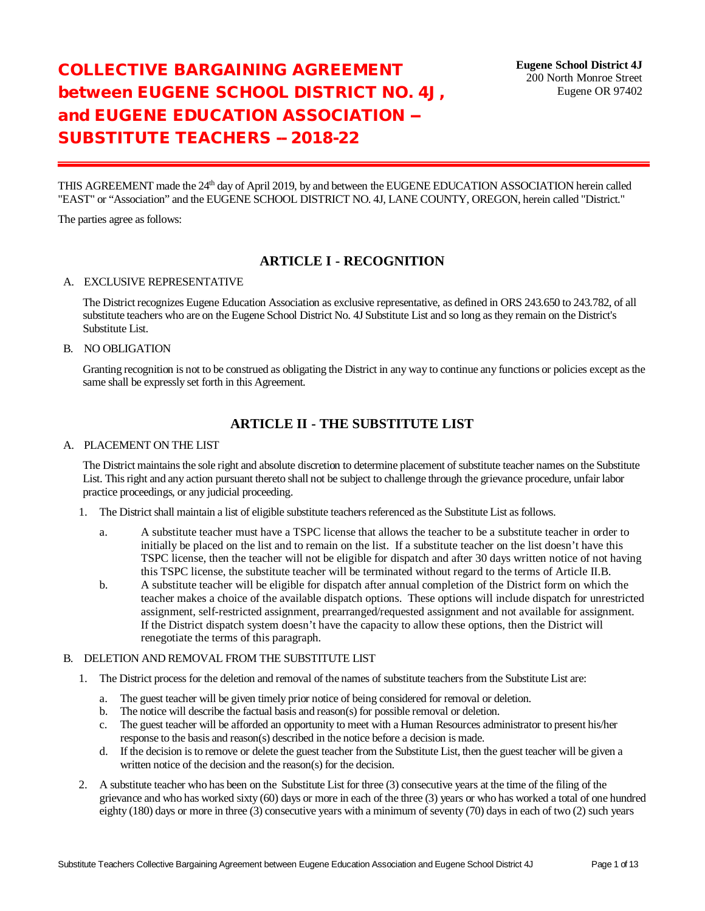# COLLECTIVE BARGAINING AGREEMENT between EUGENE SCHOOL DISTRICT NO. 4J, and EUGENE EDUCATION ASSOCIATION – SUBSTITUTE TEACHERS – 2018-22

**Eugene School District 4J**
200 North Monroe Street
Eugene OR 97402

THIS AGREEMENT made the 24th day of April 2019, by and between the EUGENE EDUCATION ASSOCIATION herein called "EAST" or "Association" and the EUGENE SCHOOL DISTRICT NO. 4J, LANE COUNTY, OREGON, herein called "District."

The parties agree as follows:

## ARTICLE I - RECOGNITION

A. EXCLUSIVE REPRESENTATIVE

The District recognizes Eugene Education Association as exclusive representative, as defined in ORS 243.650 to 243.782, of all substitute teachers who are on the Eugene School District No. 4J Substitute List and so long as they remain on the District's Substitute List.

B. NO OBLIGATION

Granting recognition is not to be construed as obligating the District in any way to continue any functions or policies except as the same shall be expressly set forth in this Agreement.

## ARTICLE II - THE SUBSTITUTE LIST

A. PLACEMENT ON THE LIST

The District maintains the sole right and absolute discretion to determine placement of substitute teacher names on the Substitute List. This right and any action pursuant thereto shall not be subject to challenge through the grievance procedure, unfair labor practice proceedings, or any judicial proceeding.

1. The District shall maintain a list of eligible substitute teachers referenced as the Substitute List as follows.
   a. A substitute teacher must have a TSPC license that allows the teacher to be a substitute teacher in order to initially be placed on the list and to remain on the list. If a substitute teacher on the list doesn't have this TSPC license, then the teacher will not be eligible for dispatch and after 30 days written notice of not having this TSPC license, the substitute teacher will be terminated without regard to the terms of Article II.B.
   b. A substitute teacher will be eligible for dispatch after annual completion of the District form on which the teacher makes a choice of the available dispatch options. These options will include dispatch for unrestricted assignment, self-restricted assignment, prearranged/requested assignment and not available for assignment. If the District dispatch system doesn't have the capacity to allow these options, then the District will renegotiate the terms of this paragraph.

B. DELETION AND REMOVAL FROM THE SUBSTITUTE LIST

1. The District process for the deletion and removal of the names of substitute teachers from the Substitute List are:
   a. The guest teacher will be given timely prior notice of being considered for removal or deletion.
   b. The notice will describe the factual basis and reason(s) for possible removal or deletion.
   c. The guest teacher will be afforded an opportunity to meet with a Human Resources administrator to present his/her response to the basis and reason(s) described in the notice before a decision is made.
   d. If the decision is to remove or delete the guest teacher from the Substitute List, then the guest teacher will be given a written notice of the decision and the reason(s) for the decision.
2. A substitute teacher who has been on the Substitute List for three (3) consecutive years at the time of the filing of the grievance and who has worked sixty (60) days or more in each of the three (3) years or who has worked a total of one hundred eighty (180) days or more in three (3) consecutive years with a minimum of seventy (70) days in each of two (2) such years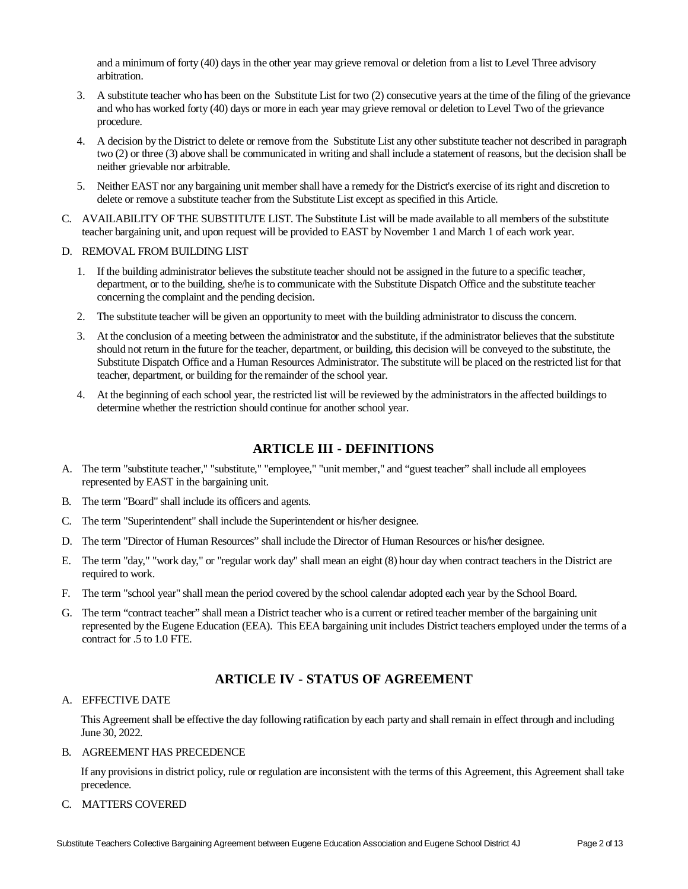and a minimum of forty (40) days in the other year may grieve removal or deletion from a list to Level Three advisory arbitration.

3. A substitute teacher who has been on the Substitute List for two (2) consecutive years at the time of the filing of the grievance and who has worked forty (40) days or more in each year may grieve removal or deletion to Level Two of the grievance procedure.
4. A decision by the District to delete or remove from the Substitute List any other substitute teacher not described in paragraph two (2) or three (3) above shall be communicated in writing and shall include a statement of reasons, but the decision shall be neither grievable nor arbitrable.
5. Neither EAST nor any bargaining unit member shall have a remedy for the District's exercise of its right and discretion to delete or remove a substitute teacher from the Substitute List except as specified in this Article.

C. AVAILABILITY OF THE SUBSTITUTE LIST. The Substitute List will be made available to all members of the substitute teacher bargaining unit, and upon request will be provided to EAST by November 1 and March 1 of each work year.

D. REMOVAL FROM BUILDING LIST

1. If the building administrator believes the substitute teacher should not be assigned in the future to a specific teacher, department, or to the building, she/he is to communicate with the Substitute Dispatch Office and the substitute teacher concerning the complaint and the pending decision.
2. The substitute teacher will be given an opportunity to meet with the building administrator to discuss the concern.
3. At the conclusion of a meeting between the administrator and the substitute, if the administrator believes that the substitute should not return in the future for the teacher, department, or building, this decision will be conveyed to the substitute, the Substitute Dispatch Office and a Human Resources Administrator. The substitute will be placed on the restricted list for that teacher, department, or building for the remainder of the school year.
4. At the beginning of each school year, the restricted list will be reviewed by the administrators in the affected buildings to determine whether the restriction should continue for another school year.

## ARTICLE III - DEFINITIONS

A. The term "substitute teacher," "substitute," "employee," "unit member," and “guest teacher” shall include all employees represented by EAST in the bargaining unit.

B. The term "Board" shall include its officers and agents.

C. The term "Superintendent" shall include the Superintendent or his/her designee.

D. The term "Director of Human Resources” shall include the Director of Human Resources or his/her designee.

E. The term "day," "work day," or "regular work day" shall mean an eight (8) hour day when contract teachers in the District are required to work.

F. The term "school year" shall mean the period covered by the school calendar adopted each year by the School Board.

G. The term “contract teacher” shall mean a District teacher who is a current or retired teacher member of the bargaining unit represented by the Eugene Education (EEA). This EEA bargaining unit includes District teachers employed under the terms of a contract for .5 to 1.0 FTE.

## ARTICLE IV - STATUS OF AGREEMENT

A. EFFECTIVE DATE

This Agreement shall be effective the day following ratification by each party and shall remain in effect through and including June 30, 2022.

B. AGREEMENT HAS PRECEDENCE

If any provisions in district policy, rule or regulation are inconsistent with the terms of this Agreement, this Agreement shall take precedence.

C. MATTERS COVERED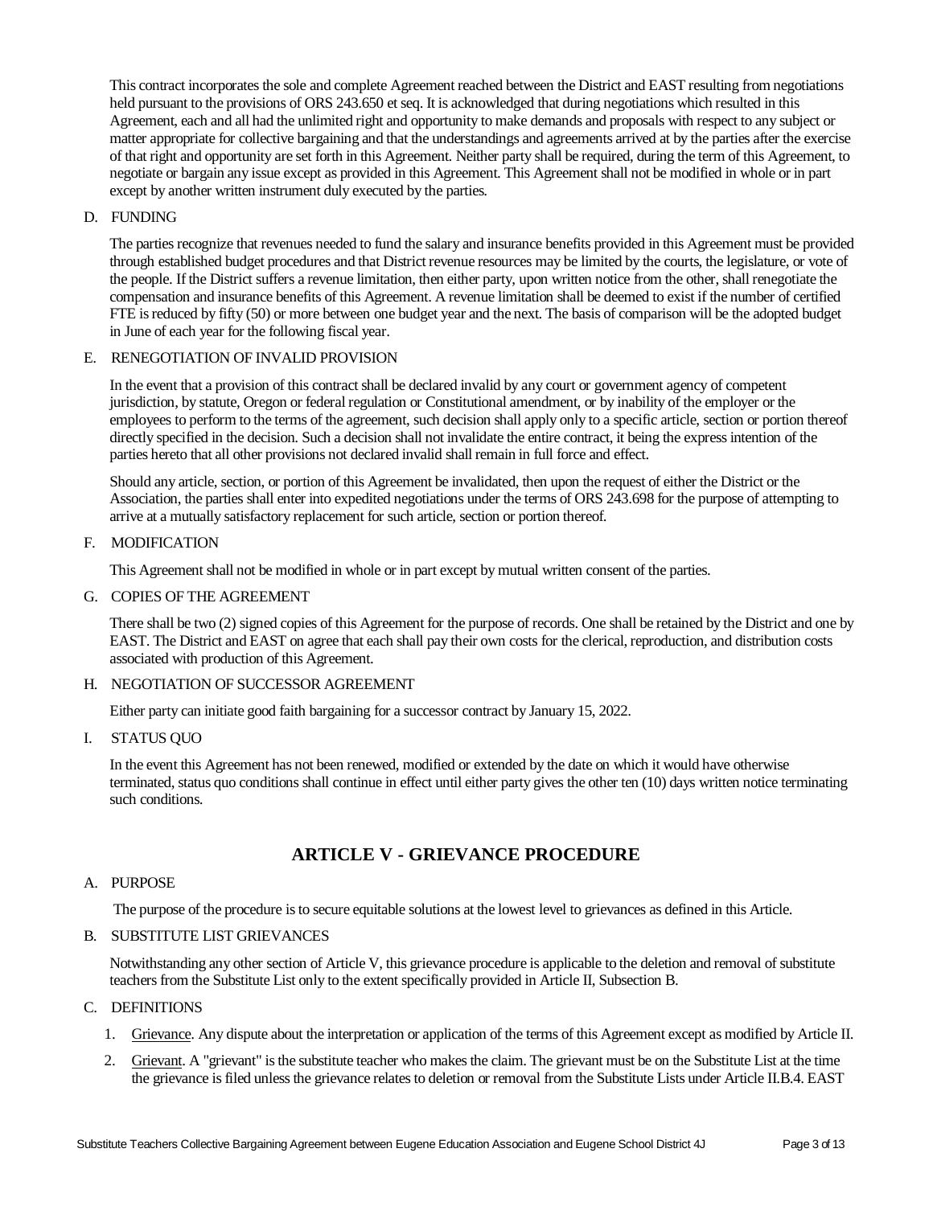This contract incorporates the sole and complete Agreement reached between the District and EAST resulting from negotiations held pursuant to the provisions of ORS 243.650 et seq. It is acknowledged that during negotiations which resulted in this Agreement, each and all had the unlimited right and opportunity to make demands and proposals with respect to any subject or matter appropriate for collective bargaining and that the understandings and agreements arrived at by the parties after the exercise of that right and opportunity are set forth in this Agreement. Neither party shall be required, during the term of this Agreement, to negotiate or bargain any issue except as provided in this Agreement. This Agreement shall not be modified in whole or in part except by another written instrument duly executed by the parties.

D. FUNDING

The parties recognize that revenues needed to fund the salary and insurance benefits provided in this Agreement must be provided through established budget procedures and that District revenue resources may be limited by the courts, the legislature, or vote of the people. If the District suffers a revenue limitation, then either party, upon written notice from the other, shall renegotiate the compensation and insurance benefits of this Agreement. A revenue limitation shall be deemed to exist if the number of certified FTE is reduced by fifty (50) or more between one budget year and the next. The basis of comparison will be the adopted budget in June of each year for the following fiscal year.

E. RENEGOTIATION OF INVALID PROVISION

In the event that a provision of this contract shall be declared invalid by any court or government agency of competent jurisdiction, by statute, Oregon or federal regulation or Constitutional amendment, or by inability of the employer or the employees to perform to the terms of the agreement, such decision shall apply only to a specific article, section or portion thereof directly specified in the decision. Such a decision shall not invalidate the entire contract, it being the express intention of the parties hereto that all other provisions not declared invalid shall remain in full force and effect.

Should any article, section, or portion of this Agreement be invalidated, then upon the request of either the District or the Association, the parties shall enter into expedited negotiations under the terms of ORS 243.698 for the purpose of attempting to arrive at a mutually satisfactory replacement for such article, section or portion thereof.

F. MODIFICATION

This Agreement shall not be modified in whole or in part except by mutual written consent of the parties.

G. COPIES OF THE AGREEMENT

There shall be two (2) signed copies of this Agreement for the purpose of records. One shall be retained by the District and one by EAST. The District and EAST on agree that each shall pay their own costs for the clerical, reproduction, and distribution costs associated with production of this Agreement.

H. NEGOTIATION OF SUCCESSOR AGREEMENT

Either party can initiate good faith bargaining for a successor contract by January 15, 2022.

I. STATUS QUO

In the event this Agreement has not been renewed, modified or extended by the date on which it would have otherwise terminated, status quo conditions shall continue in effect until either party gives the other ten (10) days written notice terminating such conditions.

## ARTICLE V - GRIEVANCE PROCEDURE

A. PURPOSE

The purpose of the procedure is to secure equitable solutions at the lowest level to grievances as defined in this Article.

B. SUBSTITUTE LIST GRIEVANCES

Notwithstanding any other section of Article V, this grievance procedure is applicable to the deletion and removal of substitute teachers from the Substitute List only to the extent specifically provided in Article II, Subsection B.

C. DEFINITIONS

1. Grievance. Any dispute about the interpretation or application of the terms of this Agreement except as modified by Article II.
2. Grievant. A "grievant" is the substitute teacher who makes the claim. The grievant must be on the Substitute List at the time the grievance is filed unless the grievance relates to deletion or removal from the Substitute Lists under Article II.B.4. EAST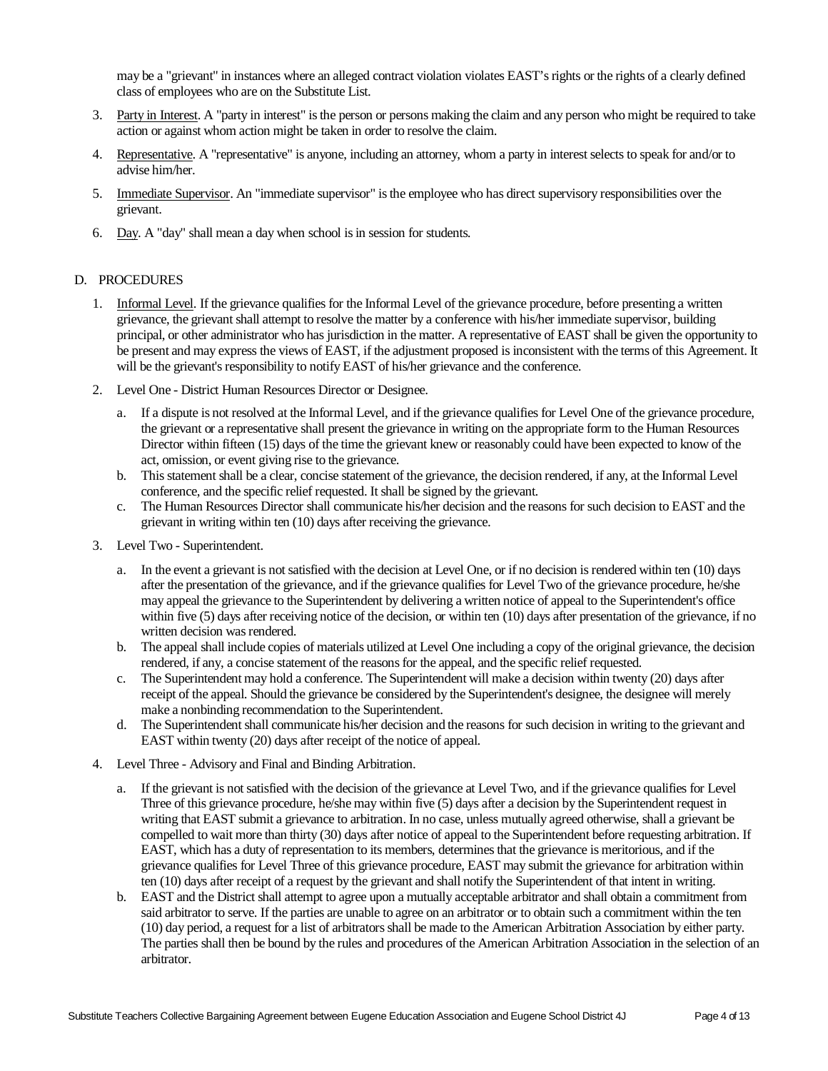may be a "grievant" in instances where an alleged contract violation violates EAST's rights or the rights of a clearly defined class of employees who are on the Substitute List.

3. Party in Interest. A "party in interest" is the person or persons making the claim and any person who might be required to take action or against whom action might be taken in order to resolve the claim.
4. Representative. A "representative" is anyone, including an attorney, whom a party in interest selects to speak for and/or to advise him/her.
5. Immediate Supervisor. An "immediate supervisor" is the employee who has direct supervisory responsibilities over the grievant.
6. Day. A "day" shall mean a day when school is in session for students.

D. PROCEDURES

1. Informal Level. If the grievance qualifies for the Informal Level of the grievance procedure, before presenting a written grievance, the grievant shall attempt to resolve the matter by a conference with his/her immediate supervisor, building principal, or other administrator who has jurisdiction in the matter. A representative of EAST shall be given the opportunity to be present and may express the views of EAST, if the adjustment proposed is inconsistent with the terms of this Agreement. It will be the grievant's responsibility to notify EAST of his/her grievance and the conference.
2. Level One - District Human Resources Director or Designee.
   a. If a dispute is not resolved at the Informal Level, and if the grievance qualifies for Level One of the grievance procedure, the grievant or a representative shall present the grievance in writing on the appropriate form to the Human Resources Director within fifteen (15) days of the time the grievant knew or reasonably could have been expected to know of the act, omission, or event giving rise to the grievance.
   b. This statement shall be a clear, concise statement of the grievance, the decision rendered, if any, at the Informal Level conference, and the specific relief requested. It shall be signed by the grievant.
   c. The Human Resources Director shall communicate his/her decision and the reasons for such decision to EAST and the grievant in writing within ten (10) days after receiving the grievance.
3. Level Two - Superintendent.
   a. In the event a grievant is not satisfied with the decision at Level One, or if no decision is rendered within ten (10) days after the presentation of the grievance, and if the grievance qualifies for Level Two of the grievance procedure, he/she may appeal the grievance to the Superintendent by delivering a written notice of appeal to the Superintendent's office within five (5) days after receiving notice of the decision, or within ten (10) days after presentation of the grievance, if no written decision was rendered.
   b. The appeal shall include copies of materials utilized at Level One including a copy of the original grievance, the decision rendered, if any, a concise statement of the reasons for the appeal, and the specific relief requested.
   c. The Superintendent may hold a conference. The Superintendent will make a decision within twenty (20) days after receipt of the appeal. Should the grievance be considered by the Superintendent's designee, the designee will merely make a nonbinding recommendation to the Superintendent.
   d. The Superintendent shall communicate his/her decision and the reasons for such decision in writing to the grievant and EAST within twenty (20) days after receipt of the notice of appeal.
4. Level Three - Advisory and Final and Binding Arbitration.
   a. If the grievant is not satisfied with the decision of the grievance at Level Two, and if the grievance qualifies for Level Three of this grievance procedure, he/she may within five (5) days after a decision by the Superintendent request in writing that EAST submit a grievance to arbitration. In no case, unless mutually agreed otherwise, shall a grievant be compelled to wait more than thirty (30) days after notice of appeal to the Superintendent before requesting arbitration. If EAST, which has a duty of representation to its members, determines that the grievance is meritorious, and if the grievance qualifies for Level Three of this grievance procedure, EAST may submit the grievance for arbitration within ten (10) days after receipt of a request by the grievant and shall notify the Superintendent of that intent in writing.
   b. EAST and the District shall attempt to agree upon a mutually acceptable arbitrator and shall obtain a commitment from said arbitrator to serve. If the parties are unable to agree on an arbitrator or to obtain such a commitment within the ten (10) day period, a request for a list of arbitrators shall be made to the American Arbitration Association by either party. The parties shall then be bound by the rules and procedures of the American Arbitration Association in the selection of an arbitrator.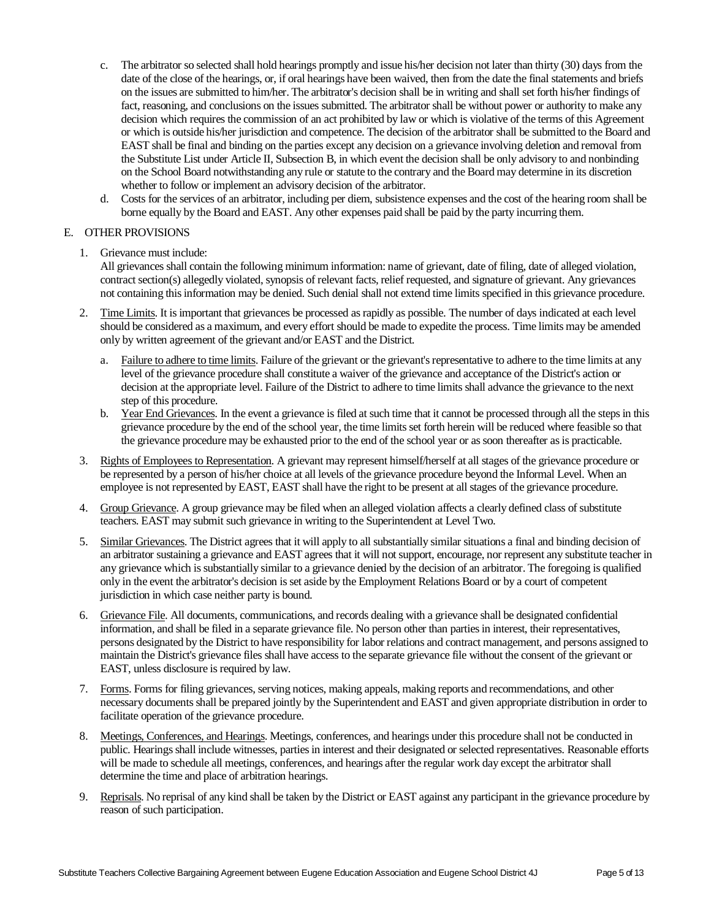c. The arbitrator so selected shall hold hearings promptly and issue his/her decision not later than thirty (30) days from the date of the close of the hearings, or, if oral hearings have been waived, then from the date the final statements and briefs on the issues are submitted to him/her. The arbitrator's decision shall be in writing and shall set forth his/her findings of fact, reasoning, and conclusions on the issues submitted. The arbitrator shall be without power or authority to make any decision which requires the commission of an act prohibited by law or which is violative of the terms of this Agreement or which is outside his/her jurisdiction and competence. The decision of the arbitrator shall be submitted to the Board and EAST shall be final and binding on the parties except any decision on a grievance involving deletion and removal from the Substitute List under Article II, Subsection B, in which event the decision shall be only advisory to and nonbinding on the School Board notwithstanding any rule or statute to the contrary and the Board may determine in its discretion whether to follow or implement an advisory decision of the arbitrator.

d. Costs for the services of an arbitrator, including per diem, subsistence expenses and the cost of the hearing room shall be borne equally by the Board and EAST. Any other expenses paid shall be paid by the party incurring them.

E. OTHER PROVISIONS

1. Grievance must include:
   All grievances shall contain the following minimum information: name of grievant, date of filing, date of alleged violation, contract section(s) allegedly violated, synopsis of relevant facts, relief requested, and signature of grievant. Any grievances not containing this information may be denied. Such denial shall not extend time limits specified in this grievance procedure.

2. Time Limits. It is important that grievances be processed as rapidly as possible. The number of days indicated at each level should be considered as a maximum, and every effort should be made to expedite the process. Time limits may be amended only by written agreement of the grievant and/or EAST and the District.

   a. Failure to adhere to time limits. Failure of the grievant or the grievant's representative to adhere to the time limits at any level of the grievance procedure shall constitute a waiver of the grievance and acceptance of the District's action or decision at the appropriate level. Failure of the District to adhere to time limits shall advance the grievance to the next step of this procedure.

   b. Year End Grievances. In the event a grievance is filed at such time that it cannot be processed through all the steps in this grievance procedure by the end of the school year, the time limits set forth herein will be reduced where feasible so that the grievance procedure may be exhausted prior to the end of the school year or as soon thereafter as is practicable.

3. Rights of Employees to Representation. A grievant may represent himself/herself at all stages of the grievance procedure or be represented by a person of his/her choice at all levels of the grievance procedure beyond the Informal Level. When an employee is not represented by EAST, EAST shall have the right to be present at all stages of the grievance procedure.

4. Group Grievance. A group grievance may be filed when an alleged violation affects a clearly defined class of substitute teachers. EAST may submit such grievance in writing to the Superintendent at Level Two.

5. Similar Grievances. The District agrees that it will apply to all substantially similar situations a final and binding decision of an arbitrator sustaining a grievance and EAST agrees that it will not support, encourage, nor represent any substitute teacher in any grievance which is substantially similar to a grievance denied by the decision of an arbitrator. The foregoing is qualified only in the event the arbitrator's decision is set aside by the Employment Relations Board or by a court of competent jurisdiction in which case neither party is bound.

6. Grievance File. All documents, communications, and records dealing with a grievance shall be designated confidential information, and shall be filed in a separate grievance file. No person other than parties in interest, their representatives, persons designated by the District to have responsibility for labor relations and contract management, and persons assigned to maintain the District's grievance files shall have access to the separate grievance file without the consent of the grievant or EAST, unless disclosure is required by law.

7. Forms. Forms for filing grievances, serving notices, making appeals, making reports and recommendations, and other necessary documents shall be prepared jointly by the Superintendent and EAST and given appropriate distribution in order to facilitate operation of the grievance procedure.

8. Meetings, Conferences, and Hearings. Meetings, conferences, and hearings under this procedure shall not be conducted in public. Hearings shall include witnesses, parties in interest and their designated or selected representatives. Reasonable efforts will be made to schedule all meetings, conferences, and hearings after the regular work day except the arbitrator shall determine the time and place of arbitration hearings.

9. Reprisals. No reprisal of any kind shall be taken by the District or EAST against any participant in the grievance procedure by reason of such participation.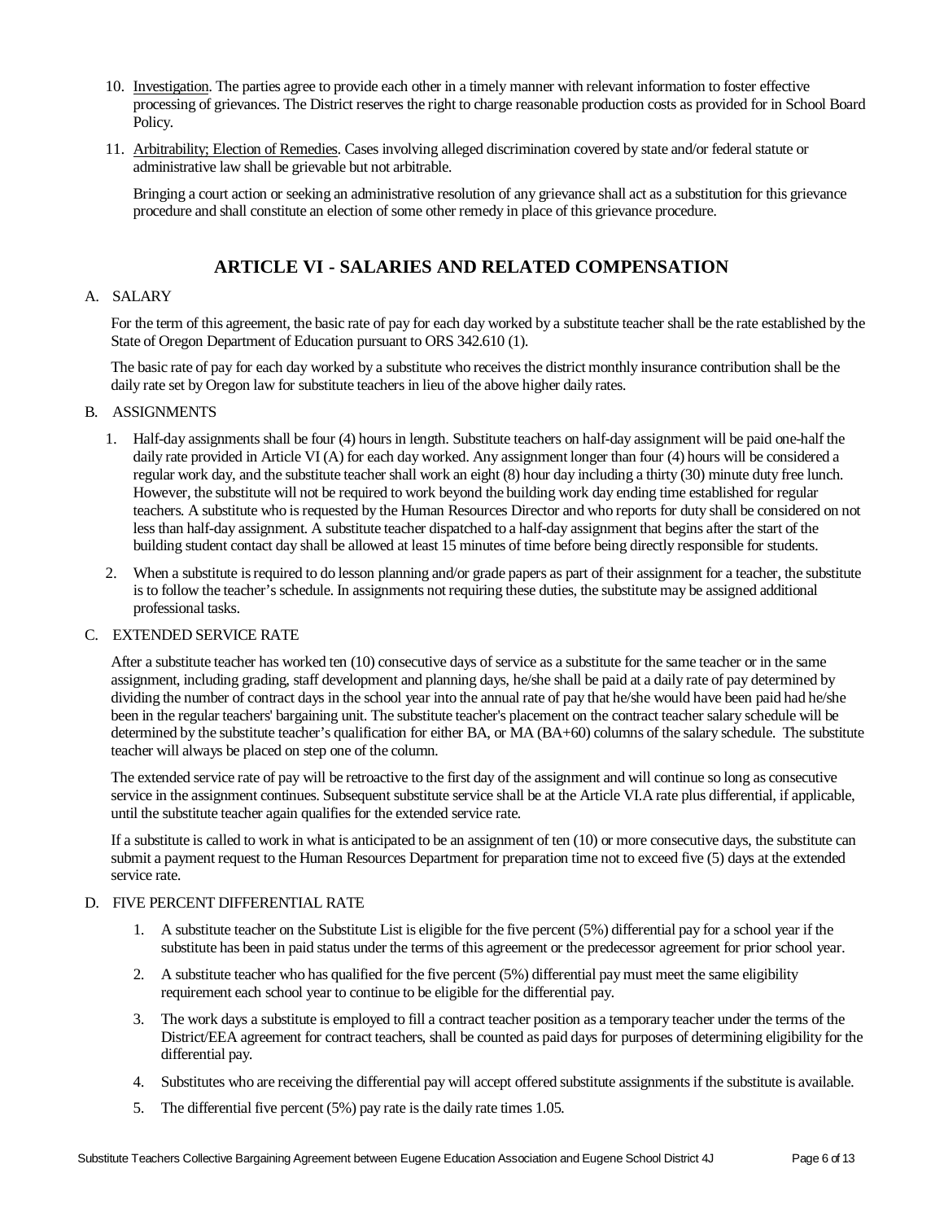10. Investigation. The parties agree to provide each other in a timely manner with relevant information to foster effective processing of grievances. The District reserves the right to charge reasonable production costs as provided for in School Board Policy.

11. Arbitrability; Election of Remedies. Cases involving alleged discrimination covered by state and/or federal statute or administrative law shall be grievable but not arbitrable.

    Bringing a court action or seeking an administrative resolution of any grievance shall act as a substitution for this grievance procedure and shall constitute an election of some other remedy in place of this grievance procedure.

## ARTICLE VI - SALARIES AND RELATED COMPENSATION

A. SALARY

For the term of this agreement, the basic rate of pay for each day worked by a substitute teacher shall be the rate established by the State of Oregon Department of Education pursuant to ORS 342.610 (1).

The basic rate of pay for each day worked by a substitute who receives the district monthly insurance contribution shall be the daily rate set by Oregon law for substitute teachers in lieu of the above higher daily rates.

B. ASSIGNMENTS

1. Half-day assignments shall be four (4) hours in length. Substitute teachers on half-day assignment will be paid one-half the daily rate provided in Article VI (A) for each day worked. Any assignment longer than four (4) hours will be considered a regular work day, and the substitute teacher shall work an eight (8) hour day including a thirty (30) minute duty free lunch. However, the substitute will not be required to work beyond the building work day ending time established for regular teachers. A substitute who is requested by the Human Resources Director and who reports for duty shall be considered on not less than half-day assignment. A substitute teacher dispatched to a half-day assignment that begins after the start of the building student contact day shall be allowed at least 15 minutes of time before being directly responsible for students.
2. When a substitute is required to do lesson planning and/or grade papers as part of their assignment for a teacher, the substitute is to follow the teacher's schedule. In assignments not requiring these duties, the substitute may be assigned additional professional tasks.

C. EXTENDED SERVICE RATE

After a substitute teacher has worked ten (10) consecutive days of service as a substitute for the same teacher or in the same assignment, including grading, staff development and planning days, he/she shall be paid at a daily rate of pay determined by dividing the number of contract days in the school year into the annual rate of pay that he/she would have been paid had he/she been in the regular teachers' bargaining unit. The substitute teacher's placement on the contract teacher salary schedule will be determined by the substitute teacher's qualification for either BA, or MA (BA+60) columns of the salary schedule. The substitute teacher will always be placed on step one of the column.

The extended service rate of pay will be retroactive to the first day of the assignment and will continue so long as consecutive service in the assignment continues. Subsequent substitute service shall be at the Article VI.A rate plus differential, if applicable, until the substitute teacher again qualifies for the extended service rate.

If a substitute is called to work in what is anticipated to be an assignment of ten (10) or more consecutive days, the substitute can submit a payment request to the Human Resources Department for preparation time not to exceed five (5) days at the extended service rate.

D. FIVE PERCENT DIFFERENTIAL RATE

1. A substitute teacher on the Substitute List is eligible for the five percent (5%) differential pay for a school year if the substitute has been in paid status under the terms of this agreement or the predecessor agreement for prior school year.
2. A substitute teacher who has qualified for the five percent (5%) differential pay must meet the same eligibility requirement each school year to continue to be eligible for the differential pay.
3. The work days a substitute is employed to fill a contract teacher position as a temporary teacher under the terms of the District/EEA agreement for contract teachers, shall be counted as paid days for purposes of determining eligibility for the differential pay.
4. Substitutes who are receiving the differential pay will accept offered substitute assignments if the substitute is available.
5. The differential five percent (5%) pay rate is the daily rate times 1.05.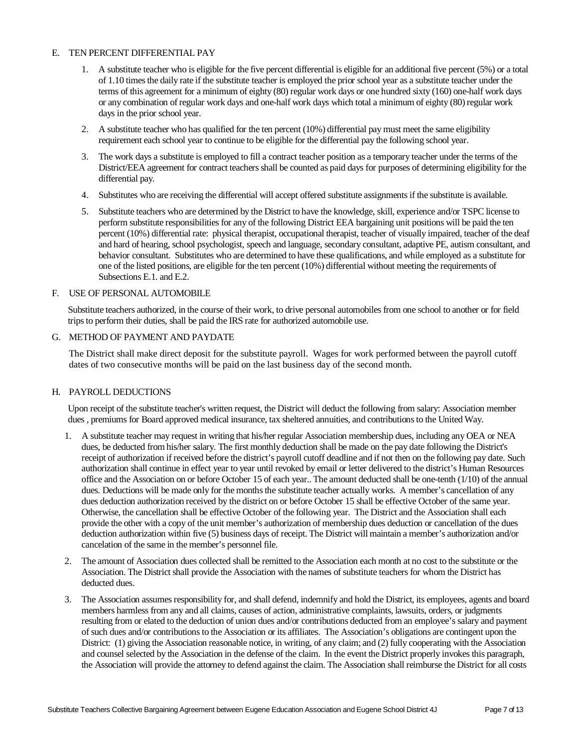## E. TEN PERCENT DIFFERENTIAL PAY

1. A substitute teacher who is eligible for the five percent differential is eligible for an additional five percent (5%) or a total of 1.10 times the daily rate if the substitute teacher is employed the prior school year as a substitute teacher under the terms of this agreement for a minimum of eighty (80) regular work days or one hundred sixty (160) one-half work days or any combination of regular work days and one-half work days which total a minimum of eighty (80) regular work days in the prior school year.

2. A substitute teacher who has qualified for the ten percent (10%) differential pay must meet the same eligibility requirement each school year to continue to be eligible for the differential pay the following school year.

3. The work days a substitute is employed to fill a contract teacher position as a temporary teacher under the terms of the District/EEA agreement for contract teachers shall be counted as paid days for purposes of determining eligibility for the differential pay.

4. Substitutes who are receiving the differential will accept offered substitute assignments if the substitute is available.

5. Substitute teachers who are determined by the District to have the knowledge, skill, experience and/or TSPC license to perform substitute responsibilities for any of the following District EEA bargaining unit positions will be paid the ten percent (10%) differential rate: physical therapist, occupational therapist, teacher of visually impaired, teacher of the deaf and hard of hearing, school psychologist, speech and language, secondary consultant, adaptive PE, autism consultant, and behavior consultant. Substitutes who are determined to have these qualifications, and while employed as a substitute for one of the listed positions, are eligible for the ten percent (10%) differential without meeting the requirements of Subsections E.1. and E.2.

## F. USE OF PERSONAL AUTOMOBILE

Substitute teachers authorized, in the course of their work, to drive personal automobiles from one school to another or for field trips to perform their duties, shall be paid the IRS rate for authorized automobile use.

## G. METHOD OF PAYMENT AND PAYDATE

The District shall make direct deposit for the substitute payroll. Wages for work performed between the payroll cutoff dates of two consecutive months will be paid on the last business day of the second month.

## H. PAYROLL DEDUCTIONS

Upon receipt of the substitute teacher's written request, the District will deduct the following from salary: Association member dues , premiums for Board approved medical insurance, tax sheltered annuities, and contributions to the United Way.

1. A substitute teacher may request in writing that his/her regular Association membership dues, including any OEA or NEA dues, be deducted from his/her salary. The first monthly deduction shall be made on the pay date following the District's receipt of authorization if received before the district's payroll cutoff deadline and if not then on the following pay date. Such authorization shall continue in effect year to year until revoked by email or letter delivered to the district's Human Resources office and the Association on or before October 15 of each year.. The amount deducted shall be one-tenth (1/10) of the annual dues. Deductions will be made only for the months the substitute teacher actually works. A member's cancellation of any dues deduction authorization received by the district on or before October 15 shall be effective October of the same year. Otherwise, the cancellation shall be effective October of the following year. The District and the Association shall each provide the other with a copy of the unit member's authorization of membership dues deduction or cancellation of the dues deduction authorization within five (5) business days of receipt. The District will maintain a member's authorization and/or cancelation of the same in the member's personnel file.

2. The amount of Association dues collected shall be remitted to the Association each month at no cost to the substitute or the Association. The District shall provide the Association with the names of substitute teachers for whom the District has deducted dues.

3. The Association assumes responsibility for, and shall defend, indemnify and hold the District, its employees, agents and board members harmless from any and all claims, causes of action, administrative complaints, lawsuits, orders, or judgments resulting from or elated to the deduction of union dues and/or contributions deducted from an employee's salary and payment of such dues and/or contributions to the Association or its affiliates. The Association's obligations are contingent upon the District: (1) giving the Association reasonable notice, in writing, of any claim; and (2) fully cooperating with the Association and counsel selected by the Association in the defense of the claim. In the event the District properly invokes this paragraph, the Association will provide the attorney to defend against the claim. The Association shall reimburse the District for all costs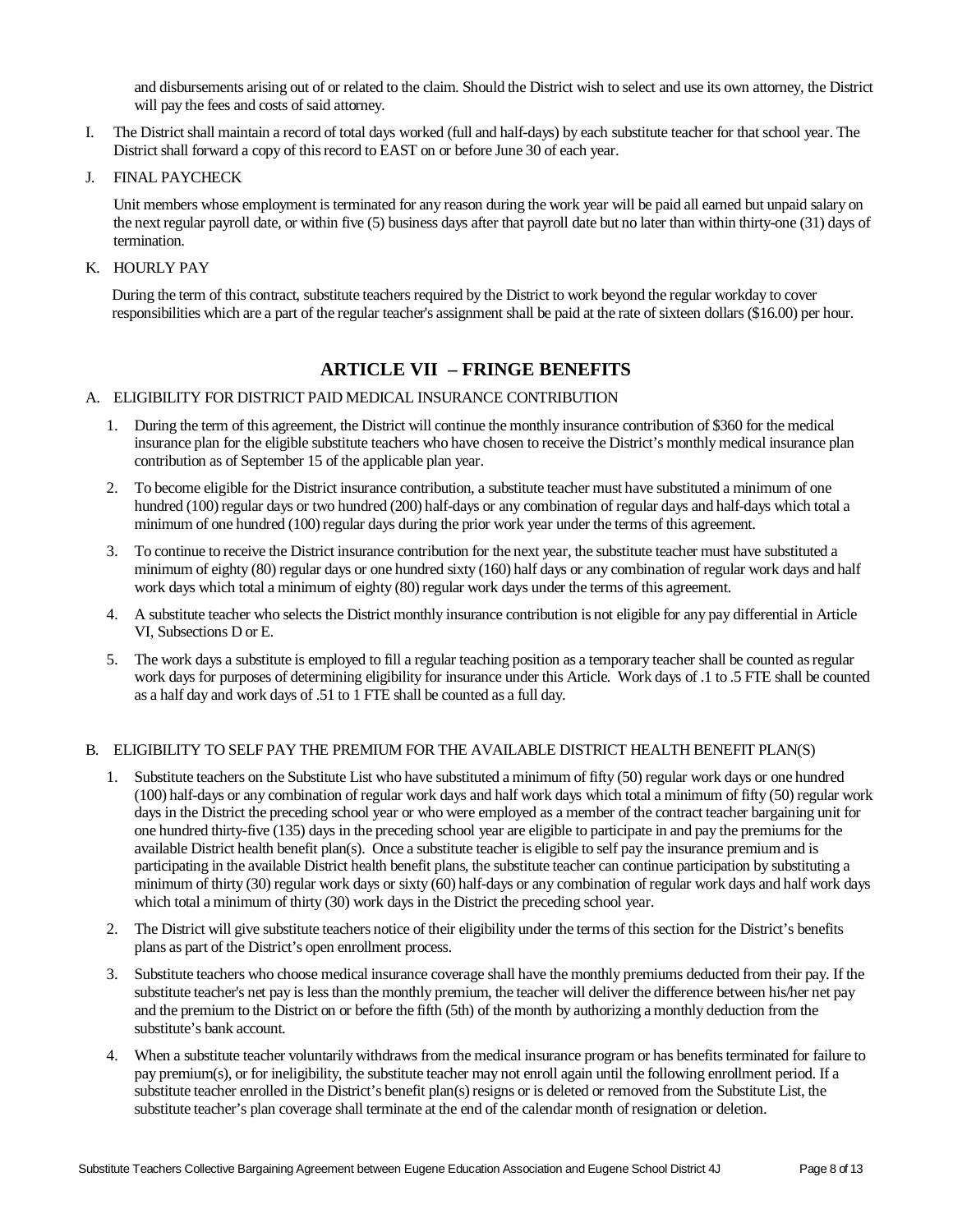and disbursements arising out of or related to the claim. Should the District wish to select and use its own attorney, the District will pay the fees and costs of said attorney.

I. The District shall maintain a record of total days worked (full and half-days) by each substitute teacher for that school year. The District shall forward a copy of this record to EAST on or before June 30 of each year.

J. FINAL PAYCHECK

Unit members whose employment is terminated for any reason during the work year will be paid all earned but unpaid salary on the next regular payroll date, or within five (5) business days after that payroll date but no later than within thirty-one (31) days of termination.

K. HOURLY PAY

During the term of this contract, substitute teachers required by the District to work beyond the regular workday to cover responsibilities which are a part of the regular teacher's assignment shall be paid at the rate of sixteen dollars ($16.00) per hour.

## ARTICLE VII – FRINGE BENEFITS

A. ELIGIBILITY FOR DISTRICT PAID MEDICAL INSURANCE CONTRIBUTION

1. During the term of this agreement, the District will continue the monthly insurance contribution of $360 for the medical insurance plan for the eligible substitute teachers who have chosen to receive the District's monthly medical insurance plan contribution as of September 15 of the applicable plan year.
2. To become eligible for the District insurance contribution, a substitute teacher must have substituted a minimum of one hundred (100) regular days or two hundred (200) half-days or any combination of regular days and half-days which total a minimum of one hundred (100) regular days during the prior work year under the terms of this agreement.
3. To continue to receive the District insurance contribution for the next year, the substitute teacher must have substituted a minimum of eighty (80) regular days or one hundred sixty (160) half days or any combination of regular work days and half work days which total a minimum of eighty (80) regular work days under the terms of this agreement.
4. A substitute teacher who selects the District monthly insurance contribution is not eligible for any pay differential in Article VI, Subsections D or E.
5. The work days a substitute is employed to fill a regular teaching position as a temporary teacher shall be counted as regular work days for purposes of determining eligibility for insurance under this Article. Work days of .1 to .5 FTE shall be counted as a half day and work days of .51 to 1 FTE shall be counted as a full day.

B. ELIGIBILITY TO SELF PAY THE PREMIUM FOR THE AVAILABLE DISTRICT HEALTH BENEFIT PLAN(S)

1. Substitute teachers on the Substitute List who have substituted a minimum of fifty (50) regular work days or one hundred (100) half-days or any combination of regular work days and half work days which total a minimum of fifty (50) regular work days in the District the preceding school year or who were employed as a member of the contract teacher bargaining unit for one hundred thirty-five (135) days in the preceding school year are eligible to participate in and pay the premiums for the available District health benefit plan(s). Once a substitute teacher is eligible to self pay the insurance premium and is participating in the available District health benefit plans, the substitute teacher can continue participation by substituting a minimum of thirty (30) regular work days or sixty (60) half-days or any combination of regular work days and half work days which total a minimum of thirty (30) work days in the District the preceding school year.
2. The District will give substitute teachers notice of their eligibility under the terms of this section for the District's benefits plans as part of the District's open enrollment process.
3. Substitute teachers who choose medical insurance coverage shall have the monthly premiums deducted from their pay. If the substitute teacher's net pay is less than the monthly premium, the teacher will deliver the difference between his/her net pay and the premium to the District on or before the fifth (5th) of the month by authorizing a monthly deduction from the substitute's bank account.
4. When a substitute teacher voluntarily withdraws from the medical insurance program or has benefits terminated for failure to pay premium(s), or for ineligibility, the substitute teacher may not enroll again until the following enrollment period. If a substitute teacher enrolled in the District's benefit plan(s) resigns or is deleted or removed from the Substitute List, the substitute teacher's plan coverage shall terminate at the end of the calendar month of resignation or deletion.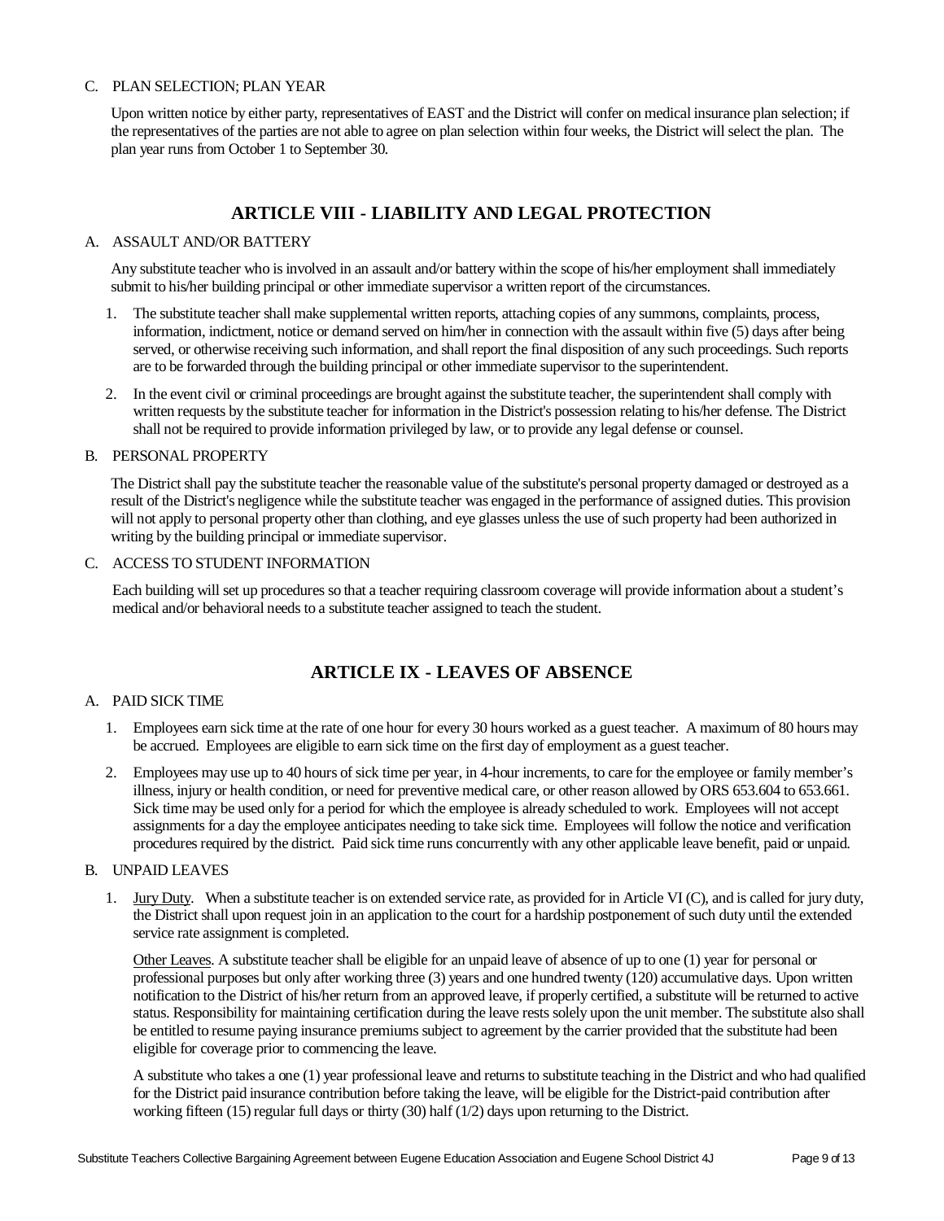C. PLAN SELECTION; PLAN YEAR

Upon written notice by either party, representatives of EAST and the District will confer on medical insurance plan selection; if the representatives of the parties are not able to agree on plan selection within four weeks, the District will select the plan. The plan year runs from October 1 to September 30.

## ARTICLE VIII - LIABILITY AND LEGAL PROTECTION

A. ASSAULT AND/OR BATTERY

Any substitute teacher who is involved in an assault and/or battery within the scope of his/her employment shall immediately submit to his/her building principal or other immediate supervisor a written report of the circumstances.

1. The substitute teacher shall make supplemental written reports, attaching copies of any summons, complaints, process, information, indictment, notice or demand served on him/her in connection with the assault within five (5) days after being served, or otherwise receiving such information, and shall report the final disposition of any such proceedings. Such reports are to be forwarded through the building principal or other immediate supervisor to the superintendent.
2. In the event civil or criminal proceedings are brought against the substitute teacher, the superintendent shall comply with written requests by the substitute teacher for information in the District's possession relating to his/her defense. The District shall not be required to provide information privileged by law, or to provide any legal defense or counsel.

B. PERSONAL PROPERTY

The District shall pay the substitute teacher the reasonable value of the substitute's personal property damaged or destroyed as a result of the District's negligence while the substitute teacher was engaged in the performance of assigned duties. This provision will not apply to personal property other than clothing, and eye glasses unless the use of such property had been authorized in writing by the building principal or immediate supervisor.

C. ACCESS TO STUDENT INFORMATION

Each building will set up procedures so that a teacher requiring classroom coverage will provide information about a student's medical and/or behavioral needs to a substitute teacher assigned to teach the student.

## ARTICLE IX - LEAVES OF ABSENCE

A. PAID SICK TIME

1. Employees earn sick time at the rate of one hour for every 30 hours worked as a guest teacher. A maximum of 80 hours may be accrued. Employees are eligible to earn sick time on the first day of employment as a guest teacher.
2. Employees may use up to 40 hours of sick time per year, in 4-hour increments, to care for the employee or family member's illness, injury or health condition, or need for preventive medical care, or other reason allowed by ORS 653.604 to 653.661. Sick time may be used only for a period for which the employee is already scheduled to work. Employees will not accept assignments for a day the employee anticipates needing to take sick time. Employees will follow the notice and verification procedures required by the district. Paid sick time runs concurrently with any other applicable leave benefit, paid or unpaid.

B. UNPAID LEAVES

1. Jury Duty. When a substitute teacher is on extended service rate, as provided for in Article VI (C), and is called for jury duty, the District shall upon request join in an application to the court for a hardship postponement of such duty until the extended service rate assignment is completed.

   Other Leaves. A substitute teacher shall be eligible for an unpaid leave of absence of up to one (1) year for personal or professional purposes but only after working three (3) years and one hundred twenty (120) accumulative days. Upon written notification to the District of his/her return from an approved leave, if properly certified, a substitute will be returned to active status. Responsibility for maintaining certification during the leave rests solely upon the unit member. The substitute also shall be entitled to resume paying insurance premiums subject to agreement by the carrier provided that the substitute had been eligible for coverage prior to commencing the leave.

   A substitute who takes a one (1) year professional leave and returns to substitute teaching in the District and who had qualified for the District paid insurance contribution before taking the leave, will be eligible for the District-paid contribution after working fifteen (15) regular full days or thirty (30) half (1/2) days upon returning to the District.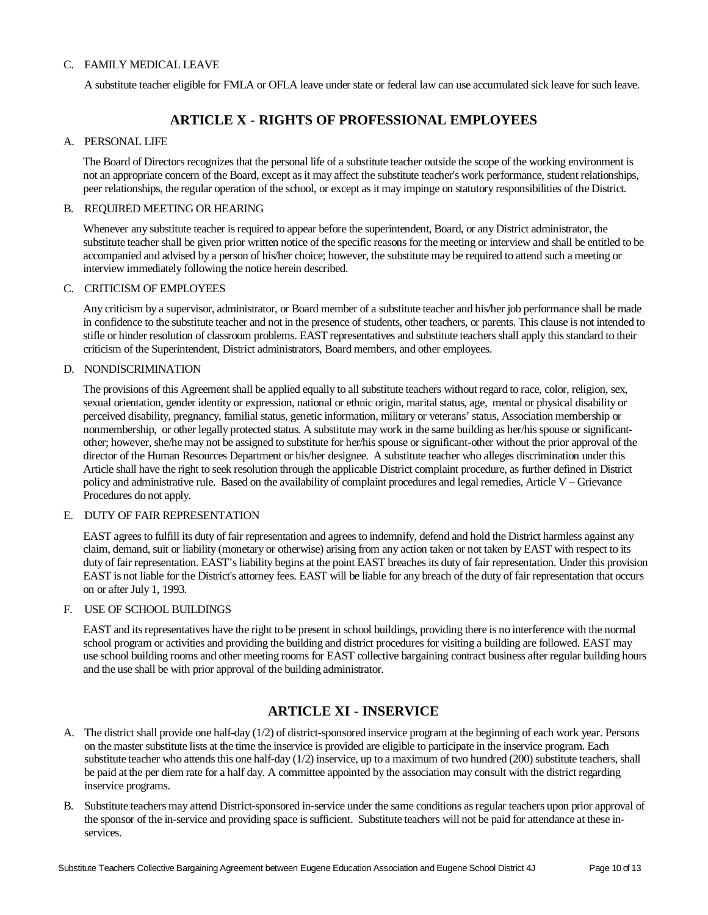C. FAMILY MEDICAL LEAVE

A substitute teacher eligible for FMLA or OFLA leave under state or federal law can use accumulated sick leave for such leave.

## ARTICLE X - RIGHTS OF PROFESSIONAL EMPLOYEES

A. PERSONAL LIFE

The Board of Directors recognizes that the personal life of a substitute teacher outside the scope of the working environment is not an appropriate concern of the Board, except as it may affect the substitute teacher's work performance, student relationships, peer relationships, the regular operation of the school, or except as it may impinge on statutory responsibilities of the District.

B. REQUIRED MEETING OR HEARING

Whenever any substitute teacher is required to appear before the superintendent, Board, or any District administrator, the substitute teacher shall be given prior written notice of the specific reasons for the meeting or interview and shall be entitled to be accompanied and advised by a person of his/her choice; however, the substitute may be required to attend such a meeting or interview immediately following the notice herein described.

C. CRITICISM OF EMPLOYEES

Any criticism by a supervisor, administrator, or Board member of a substitute teacher and his/her job performance shall be made in confidence to the substitute teacher and not in the presence of students, other teachers, or parents. This clause is not intended to stifle or hinder resolution of classroom problems. EAST representatives and substitute teachers shall apply this standard to their criticism of the Superintendent, District administrators, Board members, and other employees.

D. NONDISCRIMINATION

The provisions of this Agreement shall be applied equally to all substitute teachers without regard to race, color, religion, sex, sexual orientation, gender identity or expression, national or ethnic origin, marital status, age, mental or physical disability or perceived disability, pregnancy, familial status, genetic information, military or veterans' status, Association membership or nonmembership, or other legally protected status. A substitute may work in the same building as her/his spouse or significant-other; however, she/he may not be assigned to substitute for her/his spouse or significant-other without the prior approval of the director of the Human Resources Department or his/her designee. A substitute teacher who alleges discrimination under this Article shall have the right to seek resolution through the applicable District complaint procedure, as further defined in District policy and administrative rule. Based on the availability of complaint procedures and legal remedies, Article V – Grievance Procedures do not apply.

E. DUTY OF FAIR REPRESENTATION

EAST agrees to fulfill its duty of fair representation and agrees to indemnify, defend and hold the District harmless against any claim, demand, suit or liability (monetary or otherwise) arising from any action taken or not taken by EAST with respect to its duty of fair representation. EAST's liability begins at the point EAST breaches its duty of fair representation. Under this provision EAST is not liable for the District's attorney fees. EAST will be liable for any breach of the duty of fair representation that occurs on or after July 1, 1993.

F. USE OF SCHOOL BUILDINGS

EAST and its representatives have the right to be present in school buildings, providing there is no interference with the normal school program or activities and providing the building and district procedures for visiting a building are followed. EAST may use school building rooms and other meeting rooms for EAST collective bargaining contract business after regular building hours and the use shall be with prior approval of the building administrator.

## ARTICLE XI - INSERVICE

A. The district shall provide one half-day (1/2) of district-sponsored inservice program at the beginning of each work year. Persons on the master substitute lists at the time the inservice is provided are eligible to participate in the inservice program. Each substitute teacher who attends this one half-day (1/2) inservice, up to a maximum of two hundred (200) substitute teachers, shall be paid at the per diem rate for a half day. A committee appointed by the association may consult with the district regarding inservice programs.

B. Substitute teachers may attend District-sponsored in-service under the same conditions as regular teachers upon prior approval of the sponsor of the in-service and providing space is sufficient. Substitute teachers will not be paid for attendance at these in-services.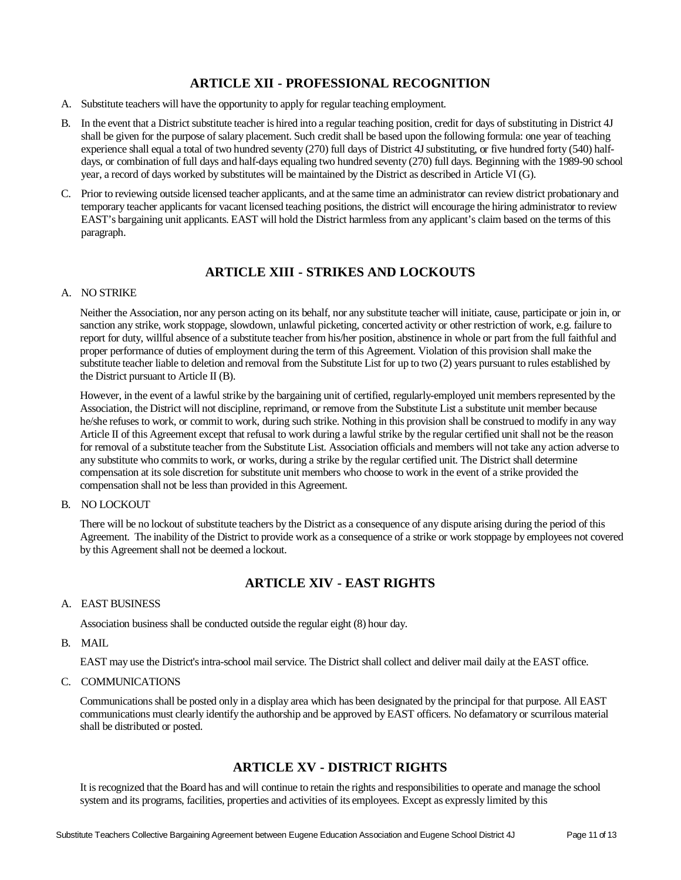## ARTICLE XII - PROFESSIONAL RECOGNITION

A. Substitute teachers will have the opportunity to apply for regular teaching employment.

B. In the event that a District substitute teacher is hired into a regular teaching position, credit for days of substituting in District 4J shall be given for the purpose of salary placement. Such credit shall be based upon the following formula: one year of teaching experience shall equal a total of two hundred seventy (270) full days of District 4J substituting, or five hundred forty (540) half-days, or combination of full days and half-days equaling two hundred seventy (270) full days. Beginning with the 1989-90 school year, a record of days worked by substitutes will be maintained by the District as described in Article VI (G).

C. Prior to reviewing outside licensed teacher applicants, and at the same time an administrator can review district probationary and temporary teacher applicants for vacant licensed teaching positions, the district will encourage the hiring administrator to review EAST's bargaining unit applicants. EAST will hold the District harmless from any applicant's claim based on the terms of this paragraph.

## ARTICLE XIII - STRIKES AND LOCKOUTS

A. NO STRIKE

Neither the Association, nor any person acting on its behalf, nor any substitute teacher will initiate, cause, participate or join in, or sanction any strike, work stoppage, slowdown, unlawful picketing, concerted activity or other restriction of work, e.g. failure to report for duty, willful absence of a substitute teacher from his/her position, abstinence in whole or part from the full faithful and proper performance of duties of employment during the term of this Agreement. Violation of this provision shall make the substitute teacher liable to deletion and removal from the Substitute List for up to two (2) years pursuant to rules established by the District pursuant to Article II (B).

However, in the event of a lawful strike by the bargaining unit of certified, regularly-employed unit members represented by the Association, the District will not discipline, reprimand, or remove from the Substitute List a substitute unit member because he/she refuses to work, or commit to work, during such strike. Nothing in this provision shall be construed to modify in any way Article II of this Agreement except that refusal to work during a lawful strike by the regular certified unit shall not be the reason for removal of a substitute teacher from the Substitute List. Association officials and members will not take any action adverse to any substitute who commits to work, or works, during a strike by the regular certified unit. The District shall determine compensation at its sole discretion for substitute unit members who choose to work in the event of a strike provided the compensation shall not be less than provided in this Agreement.

B. NO LOCKOUT

There will be no lockout of substitute teachers by the District as a consequence of any dispute arising during the period of this Agreement. The inability of the District to provide work as a consequence of a strike or work stoppage by employees not covered by this Agreement shall not be deemed a lockout.

## ARTICLE XIV - EAST RIGHTS

A. EAST BUSINESS

Association business shall be conducted outside the regular eight (8) hour day.

B. MAIL

EAST may use the District's intra-school mail service. The District shall collect and deliver mail daily at the EAST office.

C. COMMUNICATIONS

Communications shall be posted only in a display area which has been designated by the principal for that purpose. All EAST communications must clearly identify the authorship and be approved by EAST officers. No defamatory or scurrilous material shall be distributed or posted.

## ARTICLE XV - DISTRICT RIGHTS

It is recognized that the Board has and will continue to retain the rights and responsibilities to operate and manage the school system and its programs, facilities, properties and activities of its employees. Except as expressly limited by this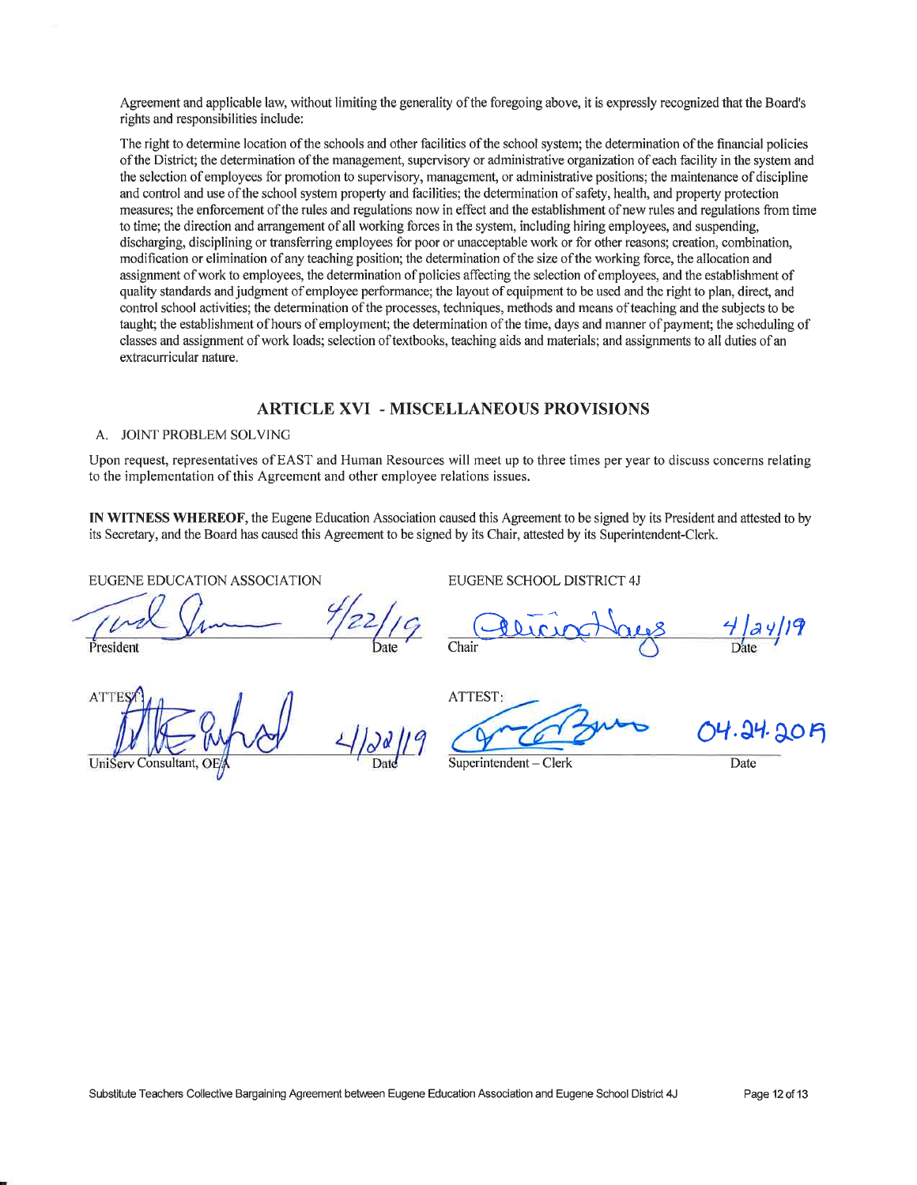Agreement and applicable law, without limiting the generality of the foregoing above, it is expressly recognized that the Board's rights and responsibilities include:

The right to determine location of the schools and other facilities of the school system; the determination of the financial policies of the District; the determination of the management, supervisory or administrative organization of each facility in the system and the selection of employees for promotion to supervisory, management, or administrative positions; the maintenance of discipline and control and use of the school system property and facilities; the determination of safety, health, and property protection measures; the enforcement of the rules and regulations now in effect and the establishment of new rules and regulations from time to time; the direction and arrangement of all working forces in the system, including hiring employees, and suspending, discharging, disciplining or transferring employees for poor or unacceptable work or for other reasons; creation, combination, modification or elimination of any teaching position; the determination of the size of the working force, the allocation and assignment of work to employees, the determination of policies affecting the selection of employees, and the establishment of quality standards and judgment of employee performance; the layout of equipment to be used and the right to plan, direct, and control school activities; the determination of the processes, techniques, methods and means of teaching and the subjects to be taught; the establishment of hours of employment; the determination of the time, days and manner of payment; the scheduling of classes and assignment of work loads; selection of textbooks, teaching aids and materials; and assignments to all duties of an extracurricular nature.

## ARTICLE XVI - MISCELLANEOUS PROVISIONS

A. JOINT PROBLEM SOLVING

Upon request, representatives of EAST and Human Resources will meet up to three times per year to discuss concerns relating to the implementation of this Agreement and other employee relations issues.

**IN WITNESS WHEREOF,** the Eugene Education Association caused this Agreement to be signed by its President and attested to by its Secretary, and the Board has caused this Agreement to be signed by its Chair, attested by its Superintendent-Clerk.

| EUGENE EDUCATION ASSOCIATION | | EUGENE SCHOOL DISTRICT 4J | |
|---|---|---|---|
| [signature] President | 4/22/19 Date | [signature] Chair | 4/24/19 Date |
| ATTEST: [signature] UniServ Consultant, OEA | 4/22/19 Date | ATTEST: [signature] Superintendent – Clerk | 04.24.2019 Date |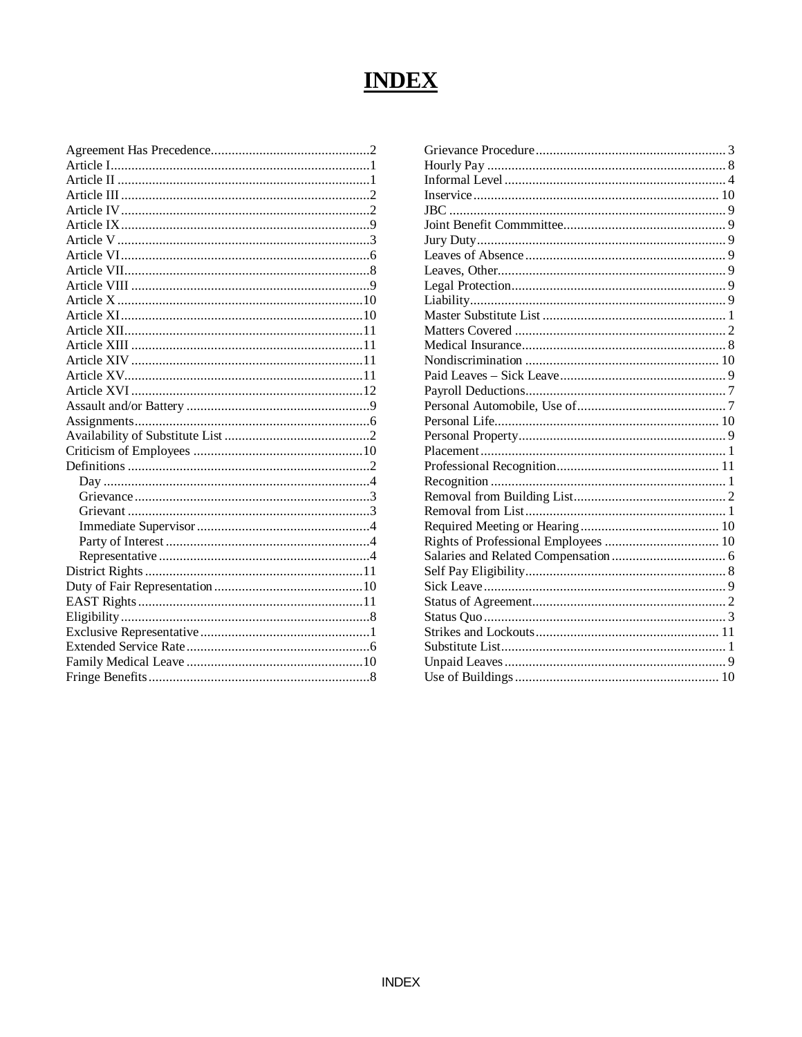# INDEX

Agreement Has Precedence..............................................2
Article I...........................................................................1
Article II .........................................................................1
Article III ........................................................................2
Article IV........................................................................2
Article IX........................................................................9
Article V .........................................................................3
Article VI........................................................................6
Article VII.......................................................................8
Article VIII .....................................................................9
Article X .......................................................................10
Article XI.......................................................................10
Article XII.....................................................................11
Article XIII ...................................................................11
Article XIV ...................................................................11
Article XV.....................................................................11
Article XVI ...................................................................12
Assault and/or Battery .....................................................9
Assignments....................................................................6
Availability of Substitute List ..........................................2
Criticism of Employees .................................................10
Definitions ......................................................................2
- Day .............................................................................4
- Grievance ....................................................................3
- Grievant ......................................................................3
- Immediate Supervisor..................................................4
- Party of Interest ...........................................................4
- Representative .............................................................4

District Rights ...............................................................11
Duty of Fair Representation...........................................10
EAST Rights .................................................................11
Eligibility ........................................................................8
Exclusive Representative .................................................1
Extended Service Rate .....................................................6
Family Medical Leave ...................................................10
Fringe Benefits ................................................................8
Grievance Procedure ....................................................... 3
Hourly Pay ..................................................................... 8
Informal Level ................................................................ 4
Inservice ...................................................................... 10
JBC ................................................................................ 9
Joint Benefit Commmittee............................................... 9
Jury Duty........................................................................ 9
Leaves of Absence .......................................................... 9
Leaves, Other.................................................................. 9
Legal Protection.............................................................. 9
Liability.......................................................................... 9
Master Substitute List ..................................................... 1
Matters Covered ............................................................. 2
Medical Insurance........................................................... 8
Nondiscrimination ........................................................ 10
Paid Leaves – Sick Leave................................................ 9
Payroll Deductions.......................................................... 7
Personal Automobile, Use of........................................... 7
Personal Life................................................................. 10
Personal Property............................................................ 9
Placement ....................................................................... 1
Professional Recognition............................................... 11
Recognition .................................................................... 1
Removal from Building List............................................ 2
Removal from List.......................................................... 1
Required Meeting or Hearing........................................ 10
Rights of Professional Employees ................................. 10
Salaries and Related Compensation ................................. 6
Self Pay Eligibility.......................................................... 8
Sick Leave ...................................................................... 9
Status of Agreement........................................................ 2
Status Quo ...................................................................... 3
Strikes and Lockouts..................................................... 11
Substitute List................................................................. 1
Unpaid Leaves ................................................................ 9
Use of Buildings ........................................................... 10